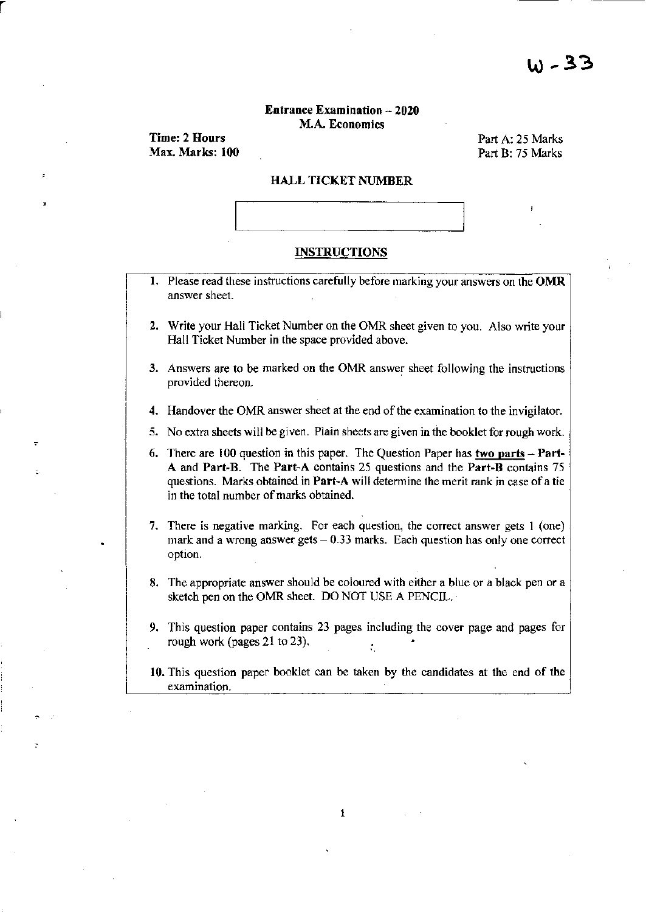W - 33

**Entrance Examination – 2020**
**M.A. Economics**

**Time: 2 Hours** Part A: 25 Marks
**Max. Marks: 100** Part B: 75 Marks

**HALL TICKET NUMBER**

## INSTRUCTIONS

1. Please read these instructions carefully before marking your answers on the **OMR** answer sheet.
2. Write your Hall Ticket Number on the OMR sheet given to you. Also write your Hall Ticket Number in the space provided above.
3. Answers are to be marked on the OMR answer sheet following the instructions provided thereon.
4. Handover the OMR answer sheet at the end of the examination to the invigilator.
5. No extra sheets will be given. Plain sheets are given in the booklet for rough work.
6. There are 100 question in this paper. The Question Paper has **two parts** – **Part-A** and **Part-B**. The **Part-A** contains 25 questions and the **Part-B** contains 75 questions. Marks obtained in **Part-A** will determine the merit rank in case of a tie in the total number of marks obtained.
7. There is negative marking. For each question, the correct answer gets 1 (one) mark and a wrong answer gets – 0.33 marks. Each question has only one correct option.
8. The appropriate answer should be coloured with either a blue or a black pen or a sketch pen on the OMR sheet. DO NOT USE A PENCIL.
9. This question paper contains 23 pages including the cover page and pages for rough work (pages 21 to 23).
10. This question paper booklet can be taken by the candidates at the end of the examination.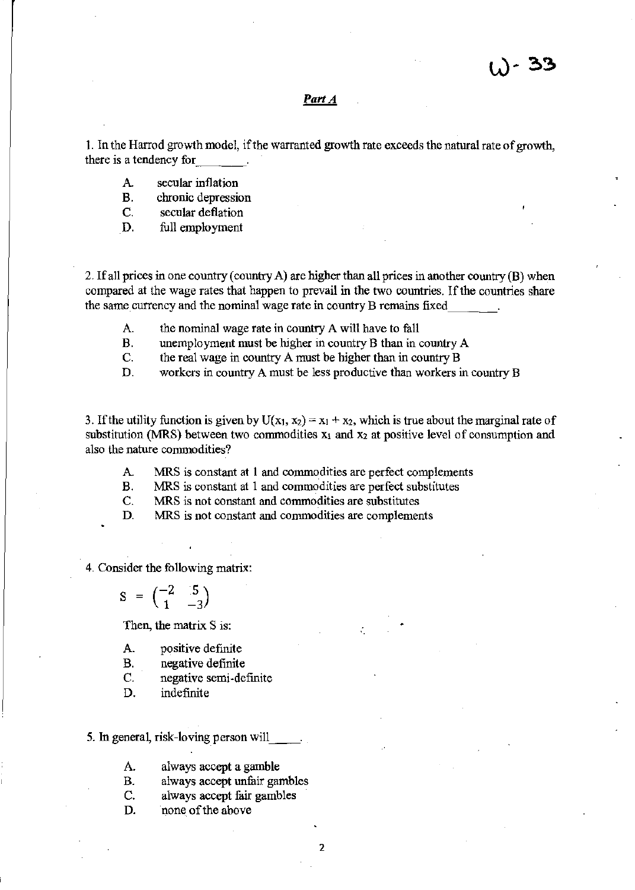W- 33

## *Part A*

1. In the Harrod growth model, if the warranted growth rate exceeds the natural rate of growth, there is a tendency for________.

   A. secular inflation
   B. chronic depression
   C. secular deflation
   D. full employment

2. If all prices in one country (country A) are higher than all prices in another country (B) when compared at the wage rates that happen to prevail in the two countries. If the countries share the same currency and the nominal wage rate in country B remains fixed________.

   A. the nominal wage rate in country A will have to fall
   B. unemployment must be higher in country B than in country A
   C. the real wage in country A must be higher than in country B
   D. workers in country A must be less productive than workers in country B

3. If the utility function is given by $U(x_1, x_2) = x_1 + x_2$, which is true about the marginal rate of substitution (MRS) between two commodities $x_1$ and $x_2$ at positive level of consumption and also the nature commodities?

   A. MRS is constant at 1 and commodities are perfect complements
   B. MRS is constant at 1 and commodities are perfect substitutes
   C. MRS is not constant and commodities are substitutes
   D. MRS is not constant and commodities are complements

4. Consider the following matrix:

$$S = \begin{pmatrix} -2 & 5 \\ 1 & -3 \end{pmatrix}$$

   Then, the matrix S is:

   A. positive definite
   B. negative definite
   C. negative semi-definite
   D. indefinite

5. In general, risk-loving person will_____.

   A. always accept a gamble
   B. always accept unfair gambles
   C. always accept fair gambles
   D. none of the above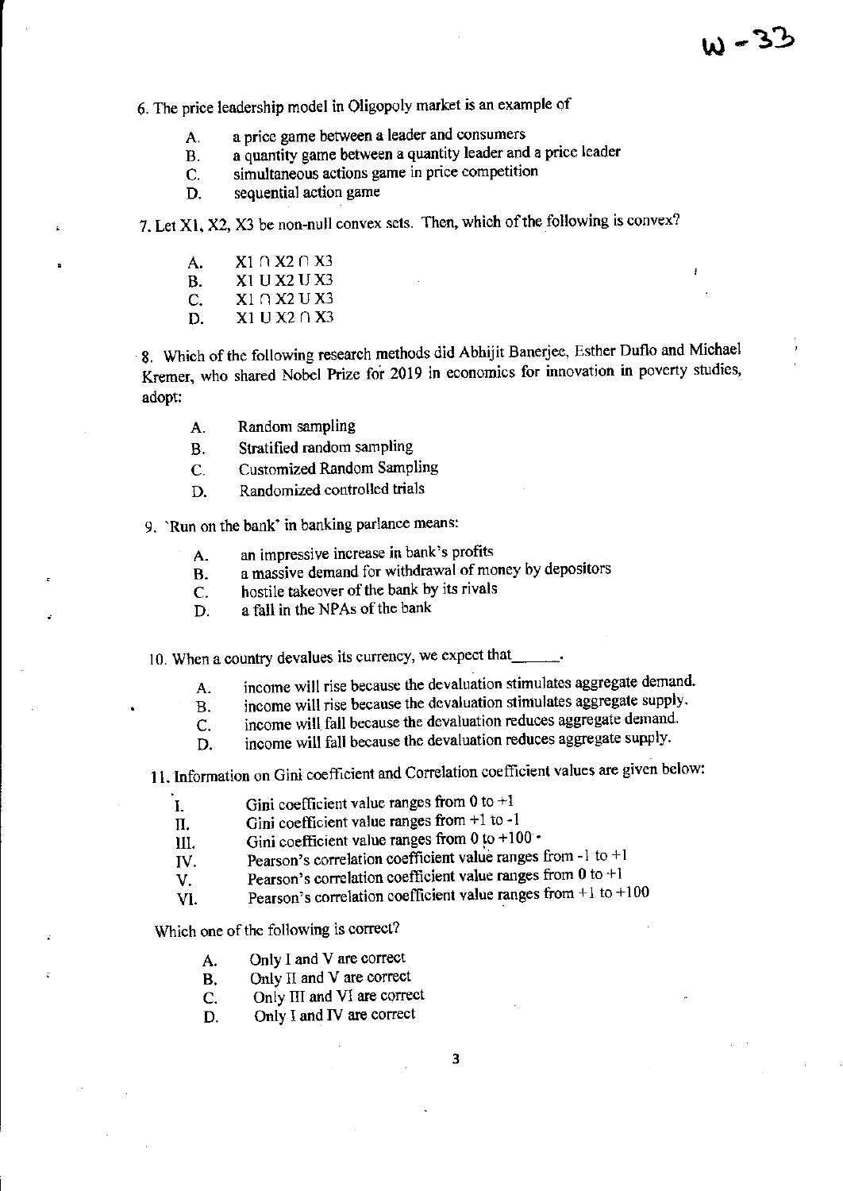W-33

6. The price leadership model in Oligopoly market is an example of

- A. a price game between a leader and consumers
- B. a quantity game between a quantity leader and a price leader
- C. simultaneous actions game in price competition
- D. sequential action game

7. Let X1, X2, X3 be non-null convex sets. Then, which of the following is convex?

- A. $X1 \cap X2 \cap X3$
- B. $X1 \cup X2 \cup X3$
- C. $X1 \cap X2 \cup X3$
- D. $X1 \cup X2 \cap X3$

8. Which of the following research methods did Abhijit Banerjee, Esther Duflo and Michael Kremer, who shared Nobel Prize for 2019 in economics for innovation in poverty studies, adopt:

- A. Random sampling
- B. Stratified random sampling
- C. Customized Random Sampling
- D. Randomized controlled trials

9. 'Run on the bank' in banking parlance means:

- A. an impressive increase in bank's profits
- B. a massive demand for withdrawal of money by depositors
- C. hostile takeover of the bank by its rivals
- D. a fall in the NPAs of the bank

10. When a country devalues its currency, we expect that______.

- A. income will rise because the devaluation stimulates aggregate demand.
- B. income will rise because the devaluation stimulates aggregate supply.
- C. income will fall because the devaluation reduces aggregate demand.
- D. income will fall because the devaluation reduces aggregate supply.

11. Information on Gini coefficient and Correlation coefficient values are given below:

- I. Gini coefficient value ranges from 0 to +1
- II. Gini coefficient value ranges from +1 to -1
- III. Gini coefficient value ranges from 0 to +100
- IV. Pearson's correlation coefficient value ranges from -1 to +1
- V. Pearson's correlation coefficient value ranges from 0 to +1
- VI. Pearson's correlation coefficient value ranges from +1 to +100

Which one of the following is correct?

- A. Only I and V are correct
- B. Only II and V are correct
- C. Only III and VI are correct
- D. Only I and IV are correct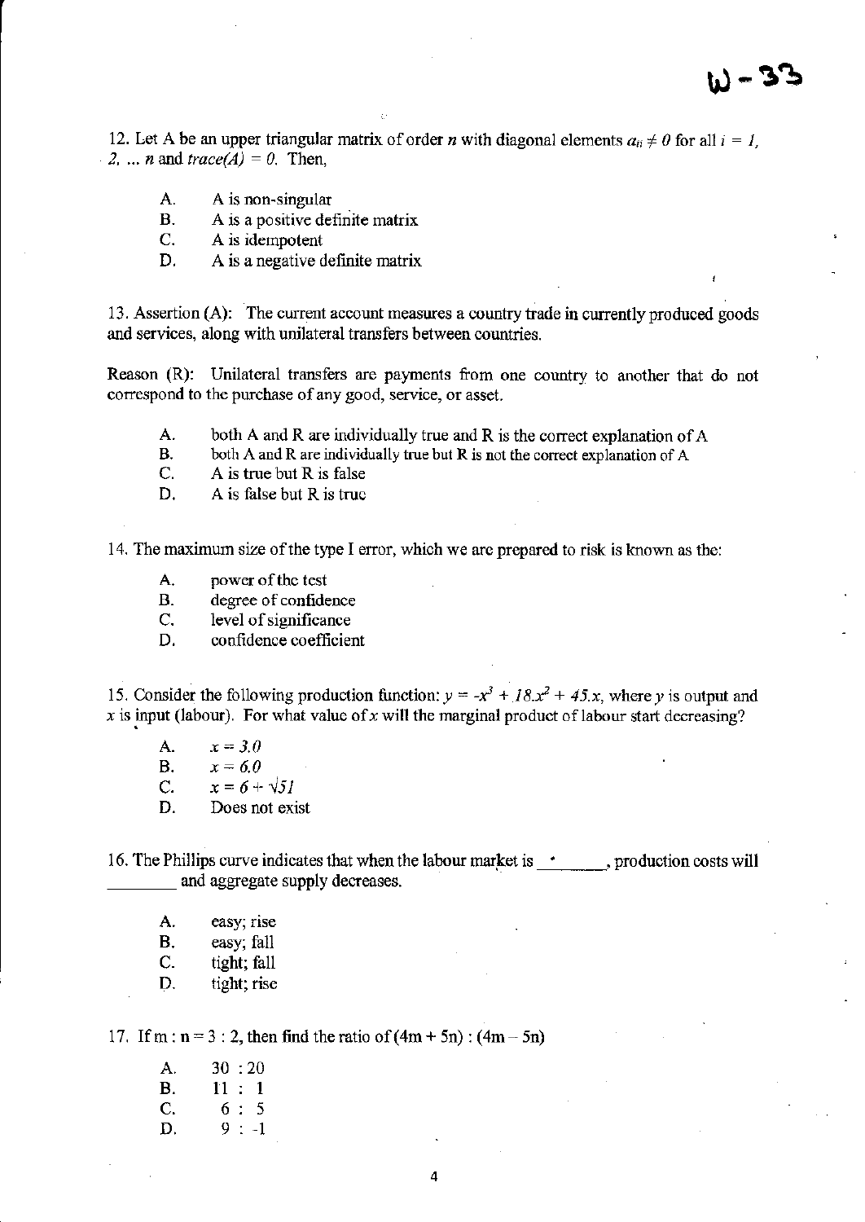W-33

12. Let A be an upper triangular matrix of order $n$ with diagonal elements $a_{ii} \neq 0$ for all $i = 1, 2, \ldots n$ and $trace(A) = 0$. Then,

A. A is non-singular
B. A is a positive definite matrix
C. A is idempotent
D. A is a negative definite matrix

13. Assertion (A): The current account measures a country trade in currently produced goods and services, along with unilateral transfers between countries.

Reason (R): Unilateral transfers are payments from one country to another that do not correspond to the purchase of any good, service, or asset.

A. both A and R are individually true and R is the correct explanation of A
B. both A and R are individually true but R is not the correct explanation of A
C. A is true but R is false
D. A is false but R is true

14. The maximum size of the type I error, which we are prepared to risk is known as the:

A. power of the test
B. degree of confidence
C. level of significance
D. confidence coefficient

15. Consider the following production function: $y = -x^3 + 18.x^2 + 45.x$, where $y$ is output and $x$ is input (labour). For what value of $x$ will the marginal product of labour start decreasing?

A. $x = 3.0$
B. $x = 6.0$
C. $x = 6 + \sqrt{51}$
D. Does not exist

16. The Phillips curve indicates that when the labour market is ________, production costs will ________ and aggregate supply decreases.

A. easy; rise
B. easy; fall
C. tight; fall
D. tight; rise

17. If m : n = 3 : 2, then find the ratio of (4m + 5n) : (4m – 5n)

A. 30 : 20
B. 11 : 1
C. 6 : 5
D. 9 : -1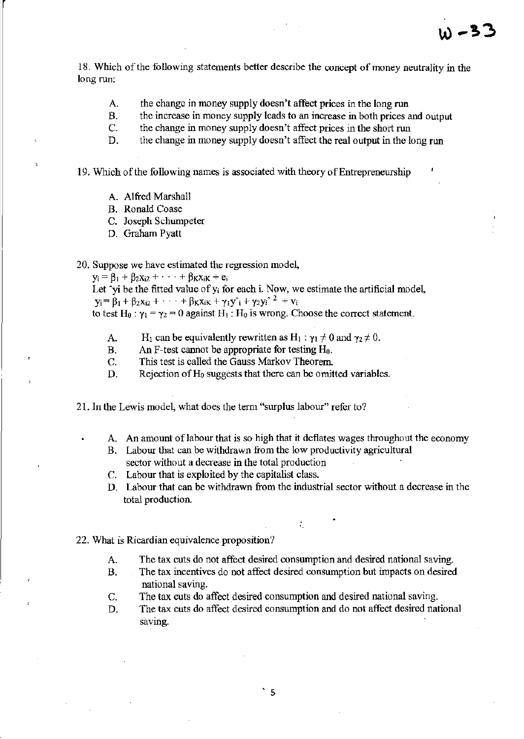18. Which of the following statements better describe the concept of money neutrality in the long run:

A. the change in money supply doesn't affect prices in the long run
B. the increase in money supply leads to an increase in both prices and output
C. the change in money supply doesn't affect prices in the short run
D. the change in money supply doesn't affect the real output in the long run

19. Which of the following names is associated with theory of Entrepreneurship

A. Alfred Marshall
B. Ronald Coase
C. Joseph Schumpeter
D. Graham Pyatt

20. Suppose we have estimated the regression model,

$y_i = \beta_1 + \beta_2 x_{i2} + \cdots + \beta_K x_{iK} + e_i$

Let $\hat{y}_i$ be the fitted value of $y_i$ for each i. Now, we estimate the artificial model,

$y_i = \beta_1 + \beta_2 x_{i2} + \cdots + \beta_K x_{iK} + \gamma_1 \hat{y}_i + \gamma_2 \hat{y}_i^2 + v_i$

to test $H_0 : \gamma_1 = \gamma_2 = 0$ against $H_1 : H_0$ is wrong. Choose the correct statement.

A. $H_1$ can be equivalently rewritten as $H_1 : \gamma_1 \neq 0$ and $\gamma_2 \neq 0$.
B. An F-test cannot be appropriate for testing $H_0$.
C. This test is called the Gauss Markov Theorem.
D. Rejection of $H_0$ suggests that there can be omitted variables.

21. In the Lewis model, what does the term "surplus labour" refer to?

A. An amount of labour that is so high that it deflates wages throughout the economy
B. Labour that can be withdrawn from the low productivity agricultural sector without a decrease in the total production
C. Labour that is exploited by the capitalist class.
D. Labour that can be withdrawn from the industrial sector without a decrease in the total production.

22. What is Ricardian equivalence proposition?

A. The tax cuts do not affect desired consumption and desired national saving.
B. The tax incentives do not affect desired consumption but impacts on desired national saving.
C. The tax cuts do affect desired consumption and desired national saving.
D. The tax cuts do affect desired consumption and do not affect desired national saving.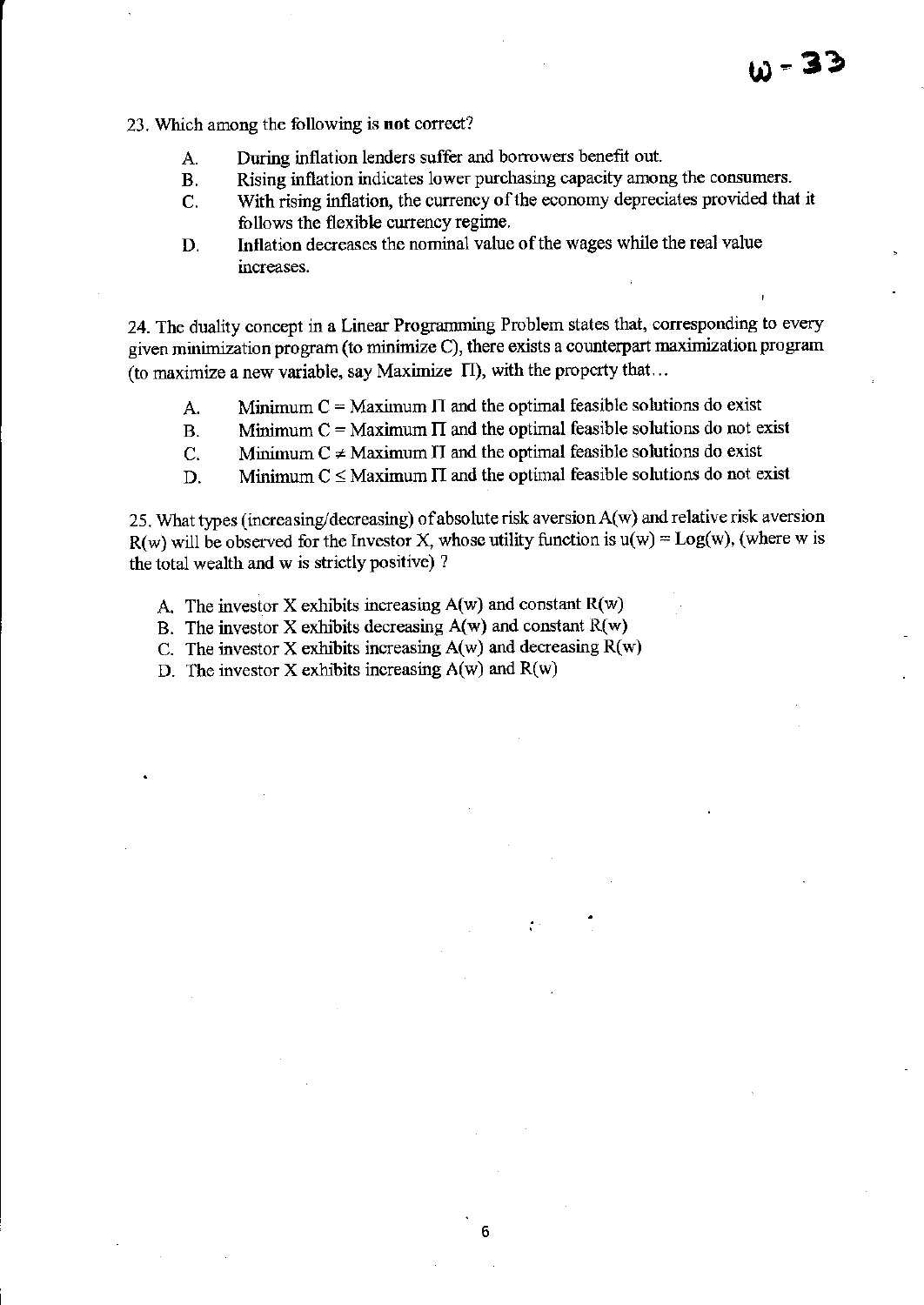23. Which among the following is **not** correct?

A. During inflation lenders suffer and borrowers benefit out.
B. Rising inflation indicates lower purchasing capacity among the consumers.
C. With rising inflation, the currency of the economy depreciates provided that it follows the flexible currency regime.
D. Inflation decreases the nominal value of the wages while the real value increases.

24. The duality concept in a Linear Programming Problem states that, corresponding to every given minimization program (to minimize C), there exists a counterpart maximization program (to maximize a new variable, say Maximize $\Pi$), with the property that…

A. Minimum C = Maximum $\Pi$ and the optimal feasible solutions do exist
B. Minimum C = Maximum $\Pi$ and the optimal feasible solutions do not exist
C. Minimum C $\neq$ Maximum $\Pi$ and the optimal feasible solutions do exist
D. Minimum C $\leq$ Maximum $\Pi$ and the optimal feasible solutions do not exist

25. What types (increasing/decreasing) of absolute risk aversion $A(w)$ and relative risk aversion $R(w)$ will be observed for the Investor X, whose utility function is $u(w) = \text{Log}(w)$, (where w is the total wealth and w is strictly positive) ?

A. The investor X exhibits increasing $A(w)$ and constant $R(w)$
B. The investor X exhibits decreasing $A(w)$ and constant $R(w)$
C. The investor X exhibits increasing $A(w)$ and decreasing $R(w)$
D. The investor X exhibits increasing $A(w)$ and $R(w)$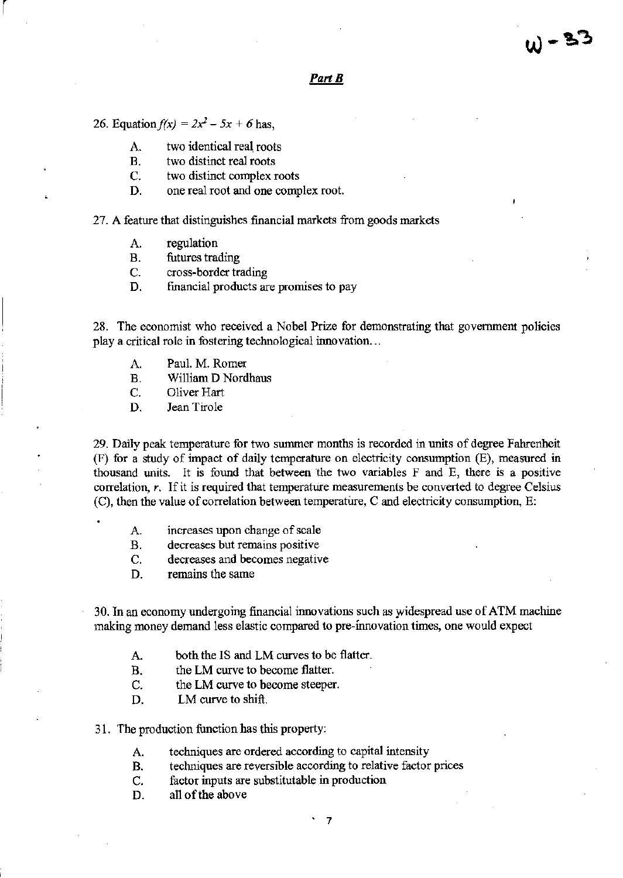## *Part B*

26. Equation $f(x) = 2x^2 - 5x + 6$ has,

   A. two identical real roots
   B. two distinct real roots
   C. two distinct complex roots
   D. one real root and one complex root.

27. A feature that distinguishes financial markets from goods markets

   A. regulation
   B. futures trading
   C. cross-border trading
   D. financial products are promises to pay

28. The economist who received a Nobel Prize for demonstrating that government policies play a critical role in fostering technological innovation...

   A. Paul. M. Romer
   B. William D Nordhaus
   C. Oliver Hart
   D. Jean Tirole

29. Daily peak temperature for two summer months is recorded in units of degree Fahrenheit (F) for a study of impact of daily temperature on electricity consumption (E), measured in thousand units. It is found that between the two variables F and E, there is a positive correlation, *r*. If it is required that temperature measurements be converted to degree Celsius (C), then the value of correlation between temperature, C and electricity consumption, E:

   A. increases upon change of scale
   B. decreases but remains positive
   C. decreases and becomes negative
   D. remains the same

30. In an economy undergoing financial innovations such as widespread use of ATM machine making money demand less elastic compared to pre-innovation times, one would expect

   A. both the IS and LM curves to be flatter.
   B. the LM curve to become flatter.
   C. the LM curve to become steeper.
   D. LM curve to shift.

31. The production function has this property:

   A. techniques are ordered according to capital intensity
   B. techniques are reversible according to relative factor prices
   C. factor inputs are substitutable in production
   D. all of the above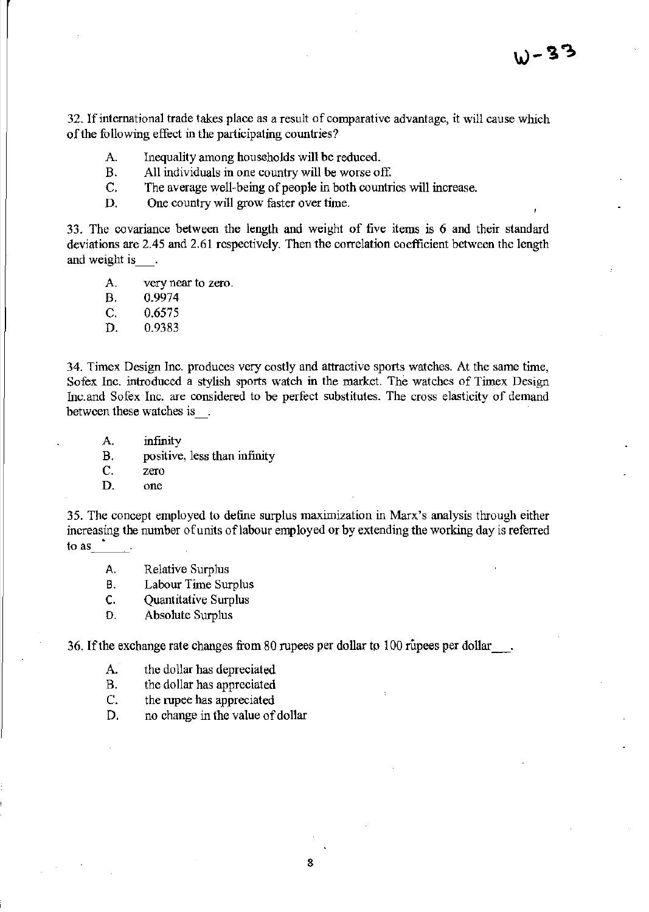32. If international trade takes place as a result of comparative advantage, it will cause which of the following effect in the participating countries?

A. Inequality among households will be reduced.
B. All individuals in one country will be worse off.
C. The average well-being of people in both countries will increase.
D. One country will grow faster over time.

33. The covariance between the length and weight of five items is 6 and their standard deviations are 2.45 and 2.61 respectively. Then the correlation coefficient between the length and weight is___.

A. very near to zero.
B. 0.9974
C. 0.6575
D. 0.9383

34. Timex Design Inc. produces very costly and attractive sports watches. At the same time, Sofex Inc. introduced a stylish sports watch in the market. The watches of Timex Design Inc.and Sofex Inc. are considered to be perfect substitutes. The cross elasticity of demand between these watches is__.

A. infinity
B. positive, less than infinity
C. zero
D. one

35. The concept employed to define surplus maximization in Marx's analysis through either increasing the number of units of labour employed or by extending the working day is referred to as______.

A. Relative Surplus
B. Labour Time Surplus
C. Quantitative Surplus
D. Absolute Surplus

36. If the exchange rate changes from 80 rupees per dollar to 100 rupees per dollar___.

A. the dollar has depreciated
B. the dollar has appreciated
C. the rupee has appreciated
D. no change in the value of dollar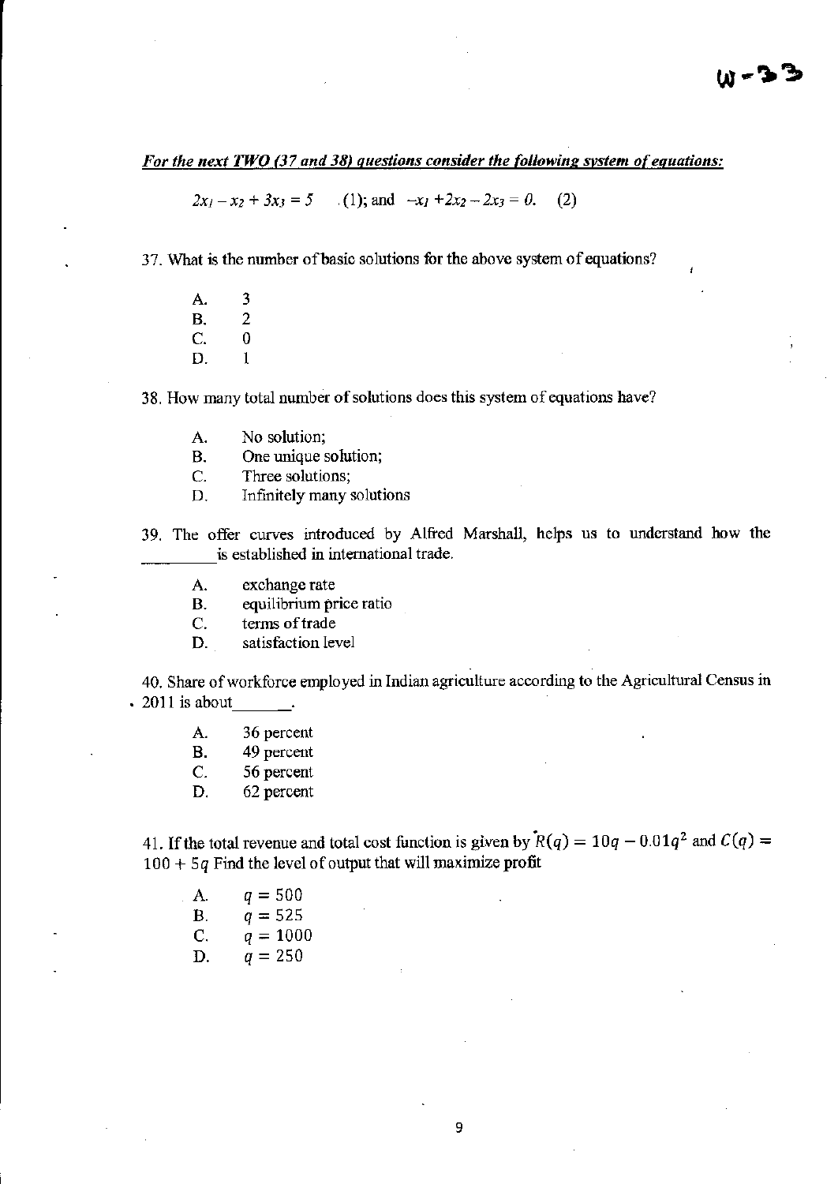***For the next TWO (37 and 38) questions consider the following system of equations:***

$2x_1 - x_2 + 3x_3 = 5$ (1); and $-x_1 + 2x_2 - 2x_3 = 0.$ (2)

37. What is the number of basic solutions for the above system of equations?

    A. 3
    B. 2
    C. 0
    D. 1

38. How many total number of solutions does this system of equations have?

    A. No solution;
    B. One unique solution;
    C. Three solutions;
    D. Infinitely many solutions

39. The offer curves introduced by Alfred Marshall, helps us to understand how the _________ is established in international trade.

    A. exchange rate
    B. equilibrium price ratio
    C. terms of trade
    D. satisfaction level

40. Share of workforce employed in Indian agriculture according to the Agricultural Census in 2011 is about_______.

    A. 36 percent
    B. 49 percent
    C. 56 percent
    D. 62 percent

41. If the total revenue and total cost function is given by $R(q) = 10q - 0.01q^2$ and $C(q) = 100 + 5q$ Find the level of output that will maximize profit

    A. $q = 500$
    B. $q = 525$
    C. $q = 1000$
    D. $q = 250$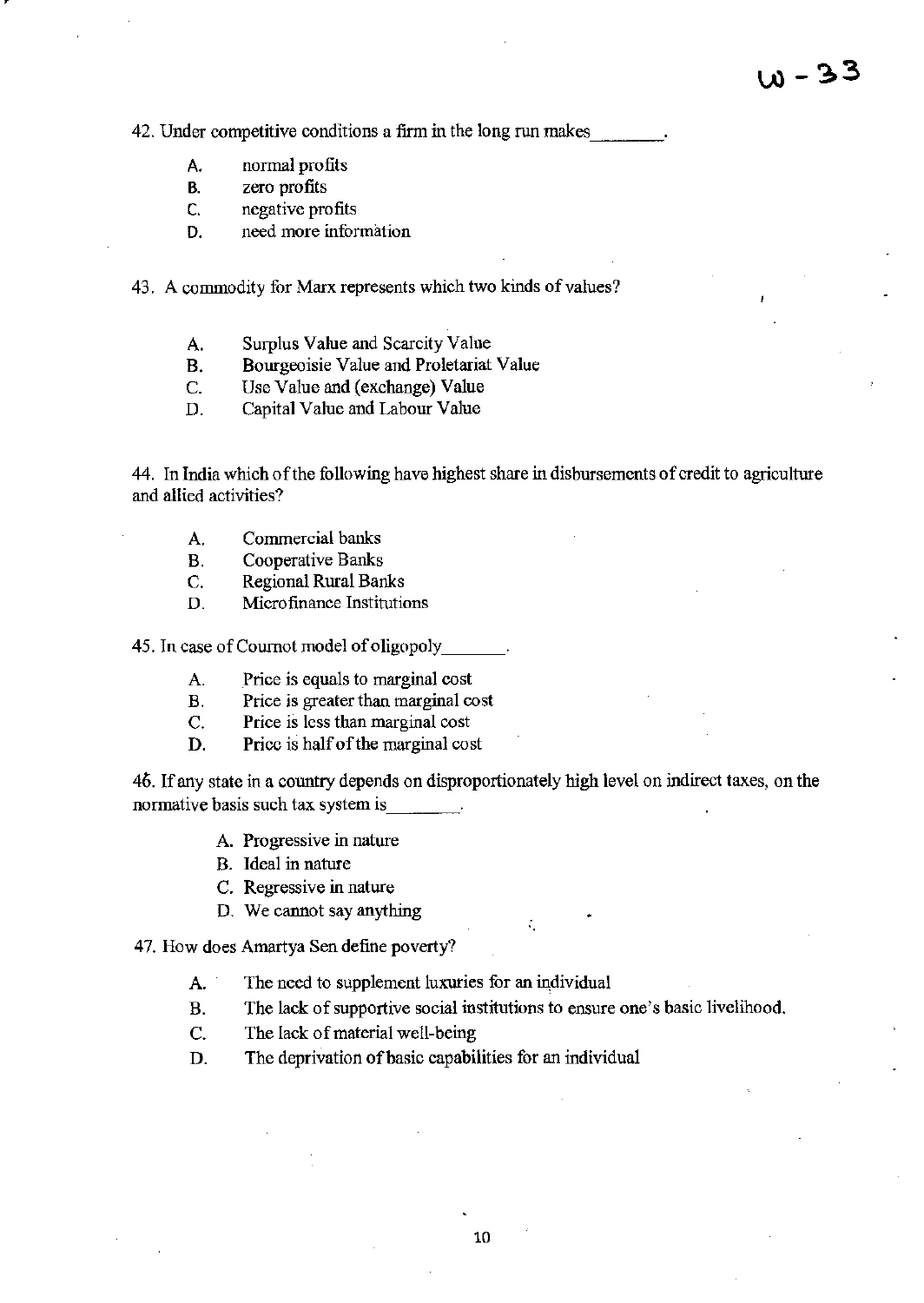W - 33

42. Under competitive conditions a firm in the long run makes________.

A. normal profits
B. zero profits
C. negative profits
D. need more information

43. A commodity for Marx represents which two kinds of values?

A. Surplus Value and Scarcity Value
B. Bourgeoisie Value and Proletariat Value
C. Use Value and (exchange) Value
D. Capital Value and Labour Value

44. In India which of the following have highest share in disbursements of credit to agriculture and allied activities?

A. Commercial banks
B. Cooperative Banks
C. Regional Rural Banks
D. Microfinance Institutions

45. In case of Cournot model of oligopoly_______.

A. Price is equals to marginal cost
B. Price is greater than marginal cost
C. Price is less than marginal cost
D. Price is half of the marginal cost

46. If any state in a country depends on disproportionately high level on indirect taxes, on the normative basis such tax system is________.

A. Progressive in nature
B. Ideal in nature
C. Regressive in nature
D. We cannot say anything

47. How does Amartya Sen define poverty?

A. The need to supplement luxuries for an individual
B. The lack of supportive social institutions to ensure one's basic livelihood.
C. The lack of material well-being
D. The deprivation of basic capabilities for an individual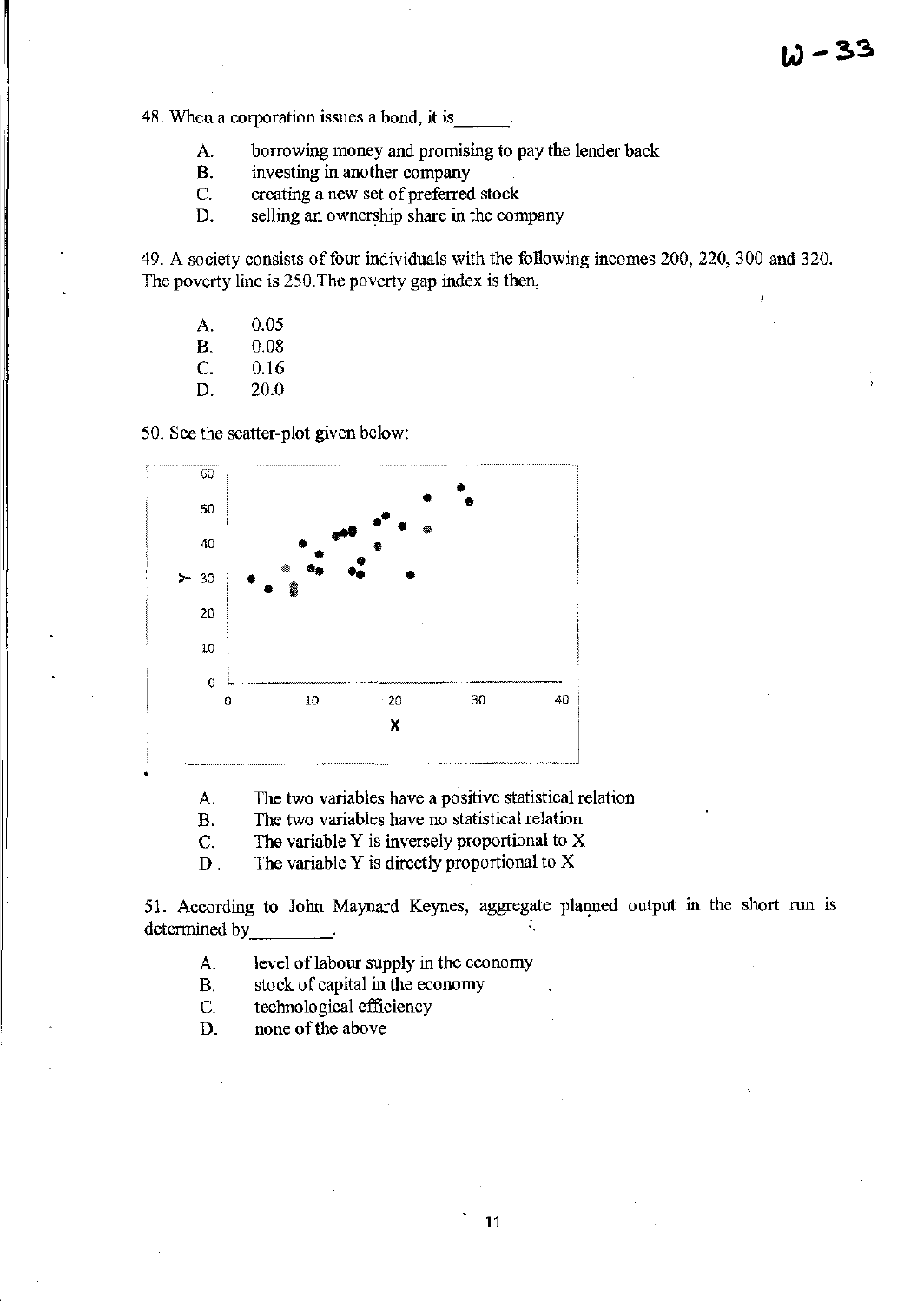48. When a corporation issues a bond, it is______.

- A. borrowing money and promising to pay the lender back
- B. investing in another company
- C. creating a new set of preferred stock
- D. selling an ownership share in the company

49. A society consists of four individuals with the following incomes 200, 220, 300 and 320. The poverty line is 250. The poverty gap index is then,

- A. 0.05
- B. 0.08
- C. 0.16
- D. 20.0

50. See the scatter-plot given below:

- A. The two variables have a positive statistical relation
- B. The two variables have no statistical relation
- C. The variable Y is inversely proportional to X
- D. The variable Y is directly proportional to X

51. According to John Maynard Keynes, aggregate planned output in the short run is determined by________.

- A. level of labour supply in the economy
- B. stock of capital in the economy
- C. technological efficiency
- D. none of the above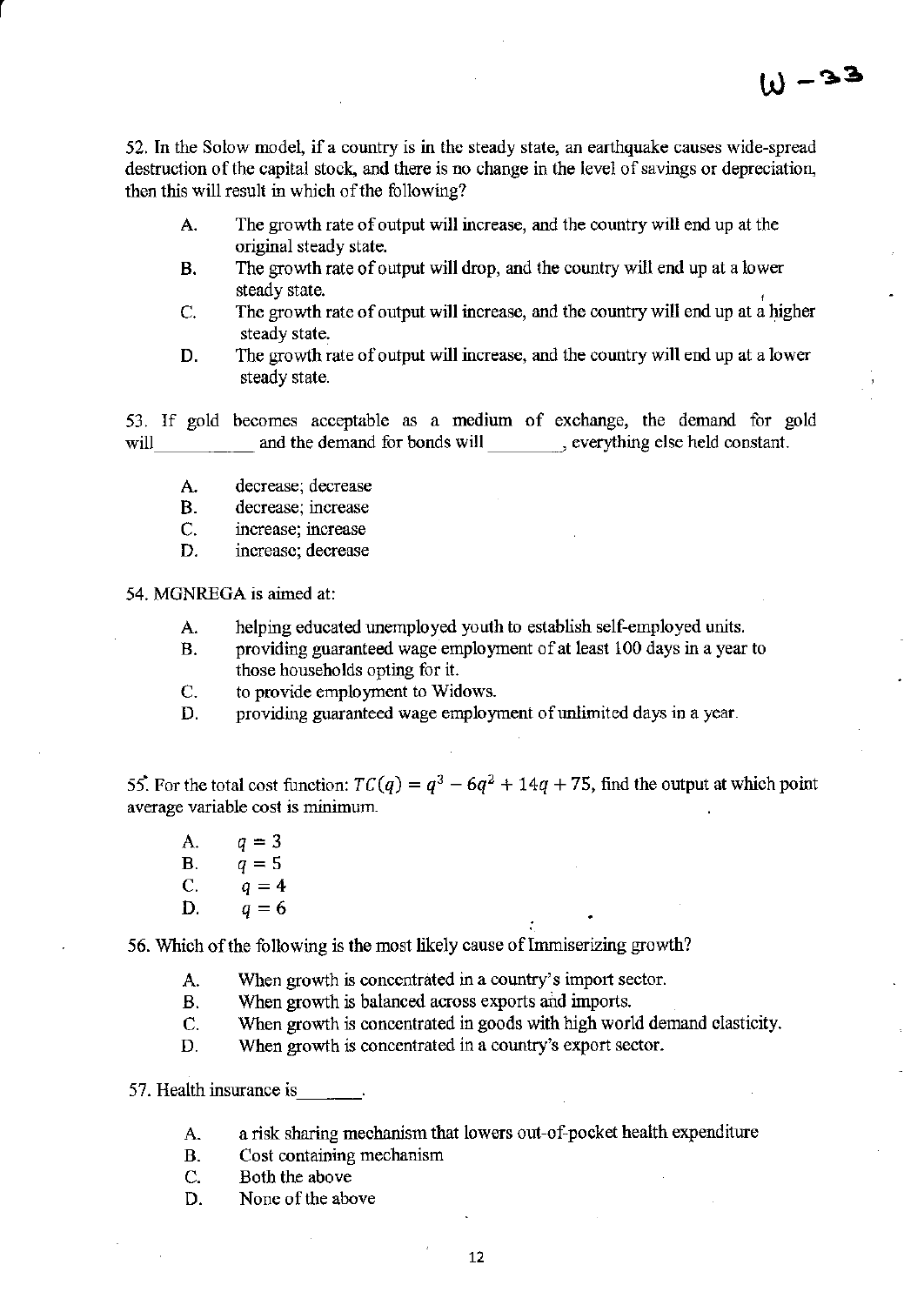52. In the Solow model, if a country is in the steady state, an earthquake causes wide-spread destruction of the capital stock, and there is no change in the level of savings or depreciation, then this will result in which of the following?

- A. The growth rate of output will increase, and the country will end up at the original steady state.
- B. The growth rate of output will drop, and the country will end up at a lower steady state.
- C. The growth rate of output will increase, and the country will end up at a higher steady state.
- D. The growth rate of output will increase, and the country will end up at a lower steady state.

53. If gold becomes acceptable as a medium of exchange, the demand for gold will__________ and the demand for bonds will ________, everything else held constant.

- A. decrease; decrease
- B. decrease; increase
- C. increase; increase
- D. increase; decrease

54. MGNREGA is aimed at:

- A. helping educated unemployed youth to establish self-employed units.
- B. providing guaranteed wage employment of at least 100 days in a year to those households opting for it.
- C. to provide employment to Widows.
- D. providing guaranteed wage employment of unlimited days in a year.

55. For the total cost function: $TC(q) = q^3 - 6q^2 + 14q + 75$, find the output at which point average variable cost is minimum.

- A. $q = 3$
- B. $q = 5$
- C. $q = 4$
- D. $q = 6$

56. Which of the following is the most likely cause of Immiserizing growth?

- A. When growth is concentrated in a country's import sector.
- B. When growth is balanced across exports and imports.
- C. When growth is concentrated in goods with high world demand elasticity.
- D. When growth is concentrated in a country's export sector.

57. Health insurance is_______.

- A. a risk sharing mechanism that lowers out-of-pocket health expenditure
- B. Cost containing mechanism
- C. Both the above
- D. None of the above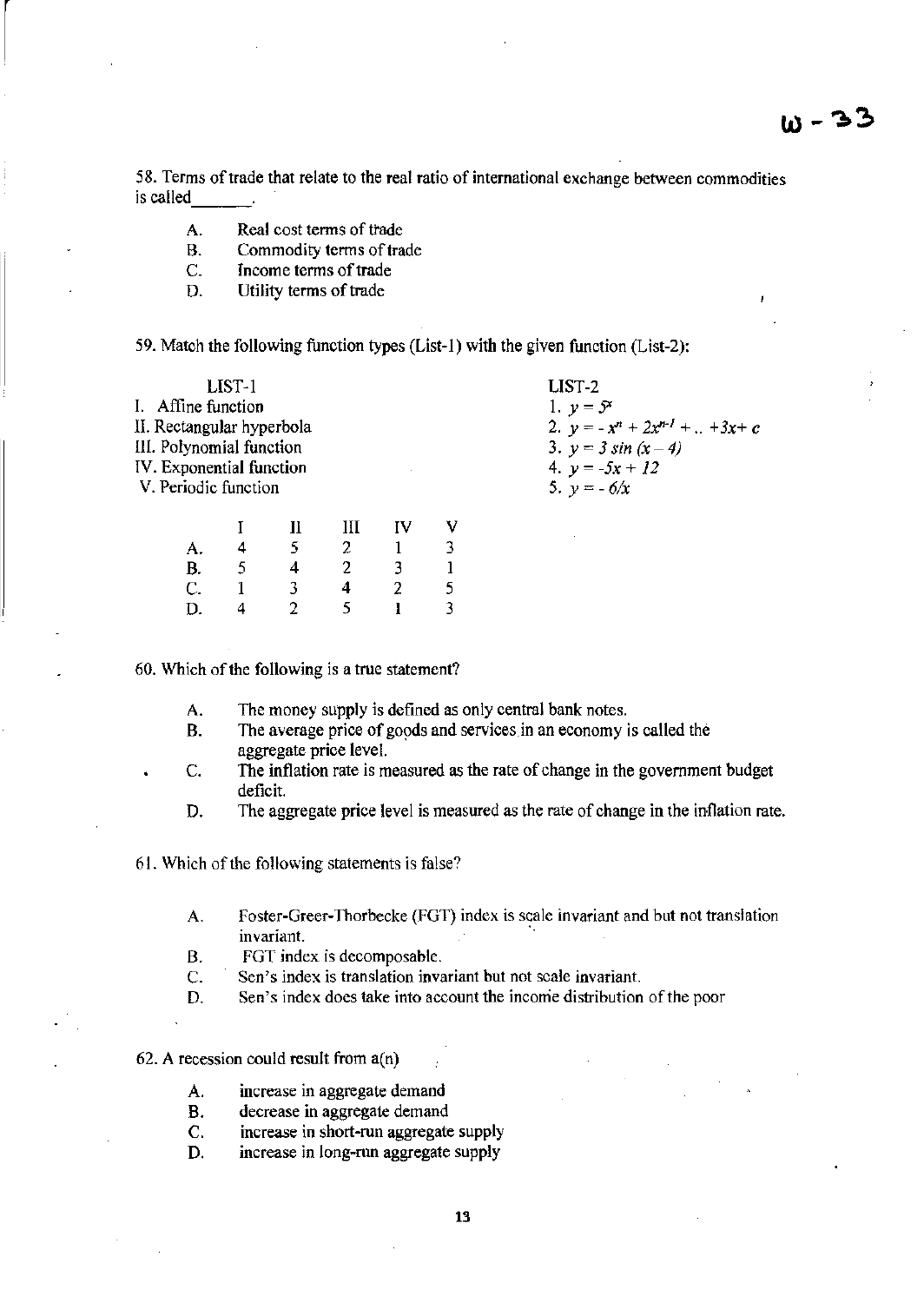W - 33

58. Terms of trade that relate to the real ratio of international exchange between commodities is called_______.

- A. Real cost terms of trade
- B. Commodity terms of trade
- C. Income terms of trade
- D. Utility terms of trade

59. Match the following function types (List-1) with the given function (List-2):

| LIST-1 | LIST-2 |
|---|---|
| I. Affine function | 1. $y = 5^x$ |
| II. Rectangular hyperbola | 2. $y = -x^n + 2x^{n-1} + .. +3x + c$ |
| III. Polynomial function | 3. $y = 3\ sin\ (x - 4)$ |
| IV. Exponential function | 4. $y = -5x + 12$ |
| V. Periodic function | 5. $y = -6/x$ |

| | I | II | III | IV | V |
|---|---|---|---|---|---|
| A. | 4 | 5 | 2 | 1 | 3 |
| B. | 5 | 4 | 2 | 3 | 1 |
| C. | 1 | 3 | 4 | 2 | 5 |
| D. | 4 | 2 | 5 | 1 | 3 |

60. Which of the following is a true statement?

- A. The money supply is defined as only central bank notes.
- B. The average price of goods and services in an economy is called the aggregate price level.
- C. The inflation rate is measured as the rate of change in the government budget deficit.
- D. The aggregate price level is measured as the rate of change in the inflation rate.

61. Which of the following statements is false?

- A. Foster-Greer-Thorbecke (FGT) index is scale invariant and but not translation invariant.
- B. FGT index is decomposable.
- C. Sen's index is translation invariant but not scale invariant.
- D. Sen's index does take into account the income distribution of the poor

62. A recession could result from a(n)

- A. increase in aggregate demand
- B. decrease in aggregate demand
- C. increase in short-run aggregate supply
- D. increase in long-run aggregate supply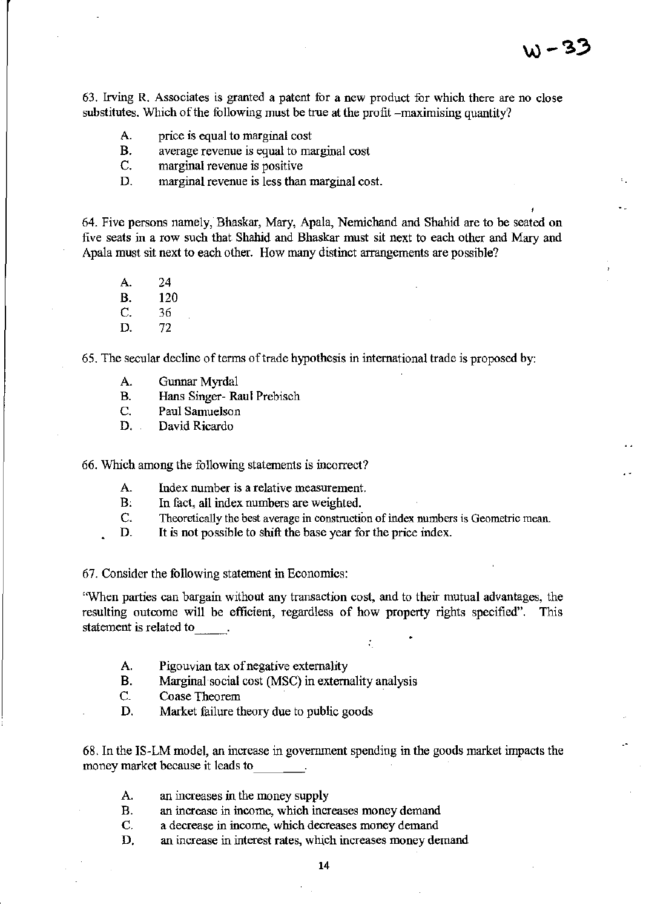63. Irving R. Associates is granted a patent for a new product for which there are no close substitutes. Which of the following must be true at the profit –maximising quantity?

- A. price is equal to marginal cost
- B. average revenue is equal to marginal cost
- C. marginal revenue is positive
- D. marginal revenue is less than marginal cost.

64. Five persons namely, Bhaskar, Mary, Apala, Nemichand and Shahid are to be seated on five seats in a row such that Shahid and Bhaskar must sit next to each other and Mary and Apala must sit next to each other. How many distinct arrangements are possible?

- A. 24
- B. 120
- C. 36
- D. 72

65. The secular decline of terms of trade hypothesis in international trade is proposed by:

- A. Gunnar Myrdal
- B. Hans Singer- Raul Prebisch
- C. Paul Samuelson
- D. David Ricardo

66. Which among the following statements is incorrect?

- A. Index number is a relative measurement.
- B. In fact, all index numbers are weighted.
- C. Theoretically the best average in construction of index numbers is Geometric mean.
- D. It is not possible to shift the base year for the price index.

67. Consider the following statement in Economics:

"When parties can bargain without any transaction cost, and to their mutual advantages, the resulting outcome will be efficient, regardless of how property rights specified". This statement is related to_____.

- A. Pigouvian tax of negative externality
- B. Marginal social cost (MSC) in externality analysis
- C. Coase Theorem
- D. Market failure theory due to public goods

68. In the IS-LM model, an increase in government spending in the goods market impacts the money market because it leads to________.

- A. an increases in the money supply
- B. an increase in income, which increases money demand
- C. a decrease in income, which decreases money demand
- D. an increase in interest rates, which increases money demand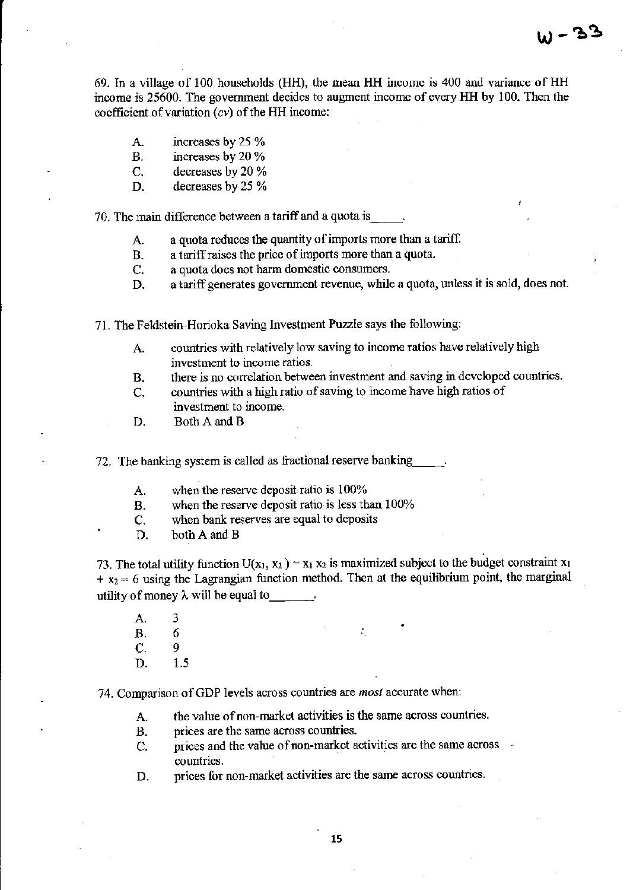69. In a village of 100 households (HH), the mean HH income is 400 and variance of HH income is 25600. The government decides to augment income of every HH by 100. Then the coefficient of variation (*cv*) of the HH income:

- A. increases by 25 %
- B. increases by 20 %
- C. decreases by 20 %
- D. decreases by 25 %

70. The main difference between a tariff and a quota is_____.

- A. a quota reduces the quantity of imports more than a tariff.
- B. a tariff raises the price of imports more than a quota.
- C. a quota does not harm domestic consumers.
- D. a tariff generates government revenue, while a quota, unless it is sold, does not.

71. The Feldstein-Horioka Saving Investment Puzzle says the following:

- A. countries with relatively low saving to income ratios have relatively high investment to income ratios.
- B. there is no correlation between investment and saving in developed countries.
- C. countries with a high ratio of saving to income have high ratios of investment to income.
- D. Both A and B

72. The banking system is called as fractional reserve banking_____.

- A. when the reserve deposit ratio is 100%
- B. when the reserve deposit ratio is less than 100%
- C. when bank reserves are equal to deposits
- D. both A and B

73. The total utility function $U(x_1, x_2) = x_1 x_2$ is maximized subject to the budget constraint $x_1 + x_2 = 6$ using the Lagrangian function method. Then at the equilibrium point, the marginal utility of money $\lambda$ will be equal to_______.

- A. 3
- B. 6
- C. 9
- D. 1.5

74. Comparison of GDP levels across countries are *most* accurate when:

- A. the value of non-market activities is the same across countries.
- B. prices are the same across countries.
- C. prices and the value of non-market activities are the same across countries.
- D. prices for non-market activities are the same across countries.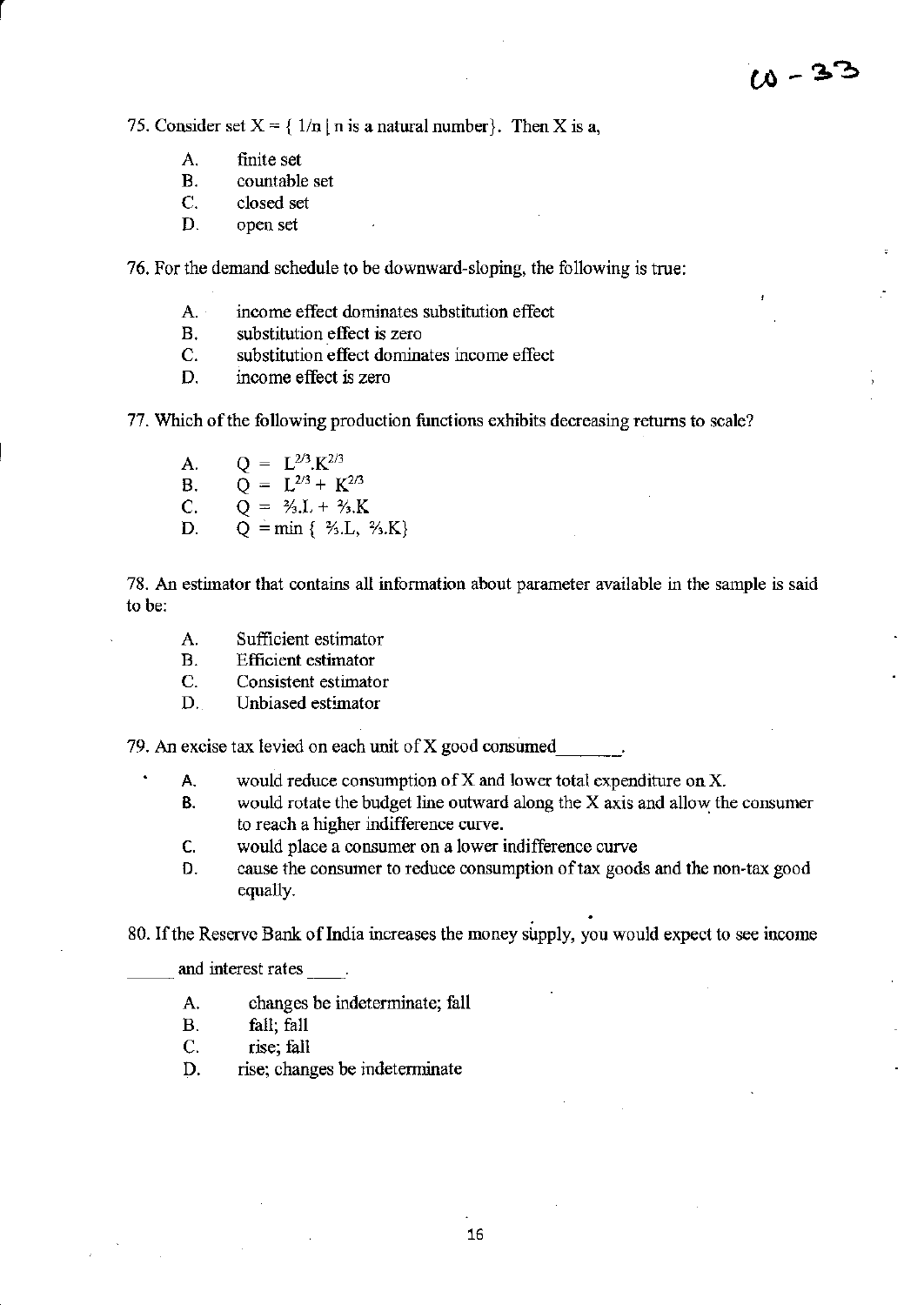75. Consider set $X = \{ 1/n \mid n \text{ is a natural number}\}$. Then X is a,

A. finite set
B. countable set
C. closed set
D. open set

76. For the demand schedule to be downward-sloping, the following is true:

A. income effect dominates substitution effect
B. substitution effect is zero
C. substitution effect dominates income effect
D. income effect is zero

77. Which of the following production functions exhibits decreasing returns to scale?

A. $Q = L^{2/3}.K^{2/3}$
B. $Q = L^{2/3} + K^{2/3}$
C. $Q = ⅔.L + ⅔.K$
D. $Q = \min \{ ⅔.L, ⅔.K\}$

78. An estimator that contains all information about parameter available in the sample is said to be:

A. Sufficient estimator
B. Efficient estimator
C. Consistent estimator
D. Unbiased estimator

79. An excise tax levied on each unit of X good consumed_______.

A. would reduce consumption of X and lower total expenditure on X.
B. would rotate the budget line outward along the X axis and allow the consumer to reach a higher indifference curve.
C. would place a consumer on a lower indifference curve
D. cause the consumer to reduce consumption of tax goods and the non-tax good equally.

80. If the Reserve Bank of India increases the money supply, you would expect to see income _____ and interest rates ____.

A. changes be indeterminate; fall
B. fall; fall
C. rise; fall
D. rise; changes be indeterminate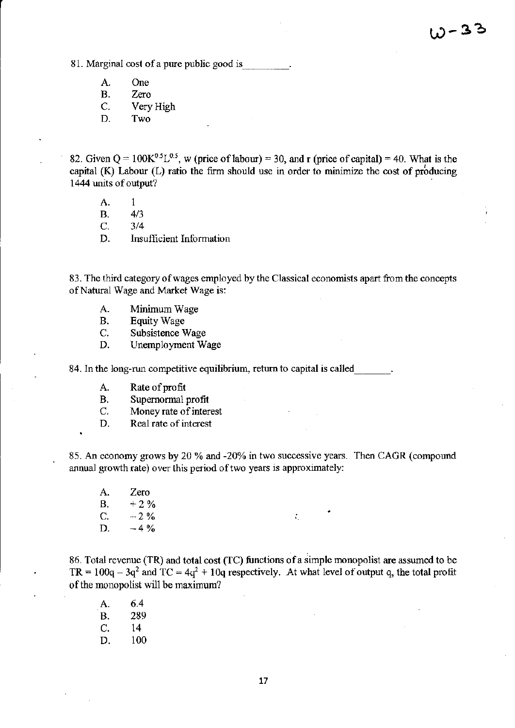81. Marginal cost of a pure public good is_________.

A. One
B. Zero
C. Very High
D. Two

82. Given $Q = 100K^{0.5}L^{0.5}$, w (price of labour) = 30, and r (price of capital) = 40. What is the capital (K) Labour (L) ratio the firm should use in order to minimize the cost of producing 1444 units of output?

A. 1
B. 4/3
C. 3/4
D. Insufficient Information

83. The third category of wages employed by the Classical economists apart from the concepts of Natural Wage and Market Wage is:

A. Minimum Wage
B. Equity Wage
C. Subsistence Wage
D. Unemployment Wage

84. In the long-run competitive equilibrium, return to capital is called_______.

A. Rate of profit
B. Supernormal profit
C. Money rate of interest
D. Real rate of interest

85. An economy grows by 20 % and -20% in two successive years. Then CAGR (compound annual growth rate) over this period of two years is approximately:

A. Zero
B. + 2 %
C. − 2 %
D. − 4 %

86. Total revenue (TR) and total cost (TC) functions of a simple monopolist are assumed to be $TR = 100q - 3q^2$ and $TC = 4q^2 + 10q$ respectively. At what level of output q, the total profit of the monopolist will be maximum?

A. 6.4
B. 289
C. 14
D. 100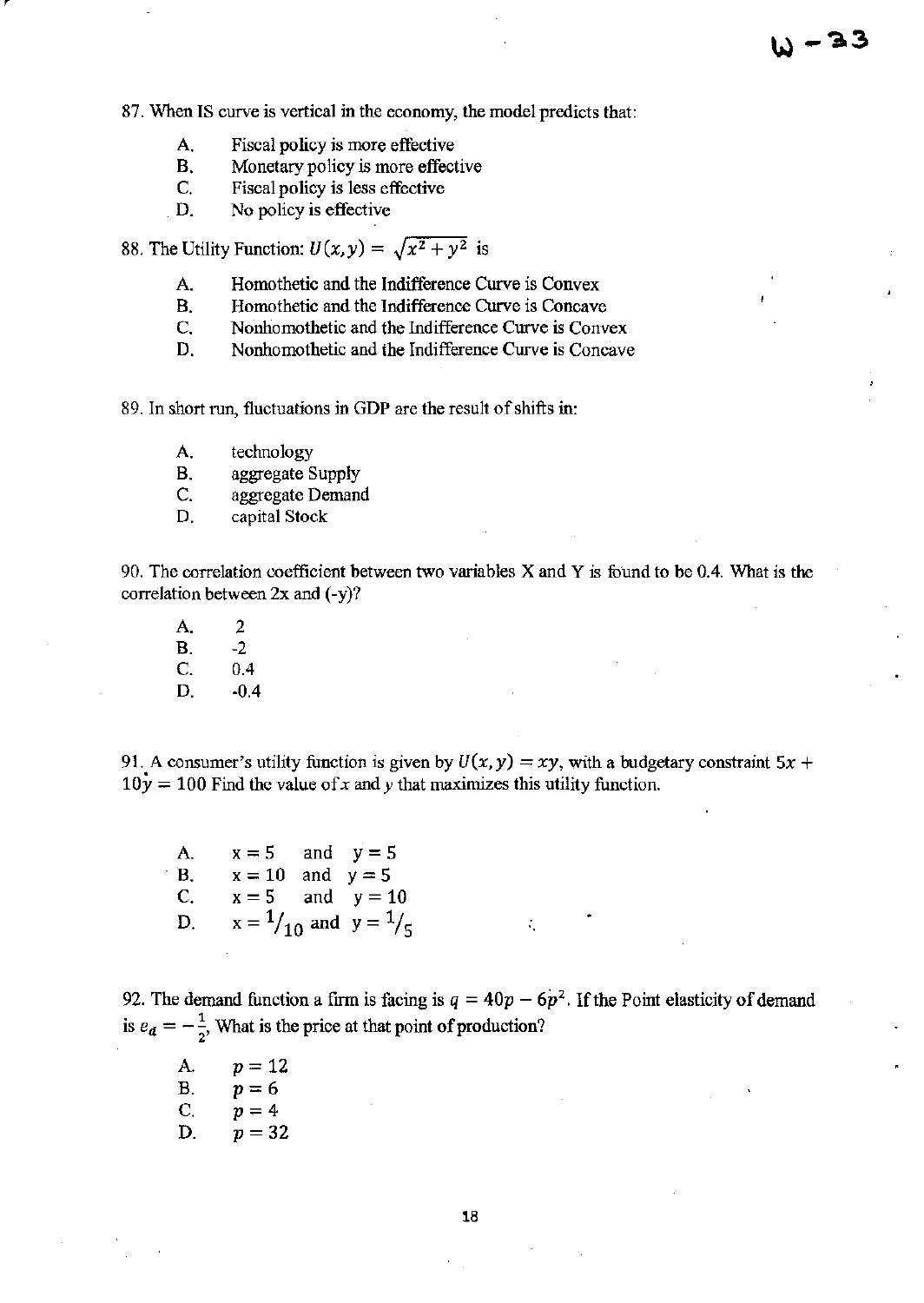87. When IS curve is vertical in the economy, the model predicts that:

A. Fiscal policy is more effective
B. Monetary policy is more effective
C. Fiscal policy is less effective
D. No policy is effective

88. The Utility Function: $U(x,y) = \sqrt{x^2 + y^2}$ is

A. Homothetic and the Indifference Curve is Convex
B. Homothetic and the Indifference Curve is Concave
C. Nonhomothetic and the Indifference Curve is Convex
D. Nonhomothetic and the Indifference Curve is Concave

89. In short run, fluctuations in GDP are the result of shifts in:

A. technology
B. aggregate Supply
C. aggregate Demand
D. capital Stock

90. The correlation coefficient between two variables X and Y is found to be 0.4. What is the correlation between 2x and (-y)?

A. 2
B. -2
C. 0.4
D. -0.4

91. A consumer's utility function is given by $U(x,y) = xy$, with a budgetary constraint $5x + 10y = 100$ Find the value of $x$ and $y$ that maximizes this utility function.

A. $x = 5$ and $y = 5$
B. $x = 10$ and $y = 5$
C. $x = 5$ and $y = 10$
D. $x = 1/10$ and $y = 1/5$

92. The demand function a firm is facing is $q = 40p - 6p^2$. If the Point elasticity of demand is $e_d = -\frac{1}{2}$, What is the price at that point of production?

A. $p = 12$
B. $p = 6$
C. $p = 4$
D. $p = 32$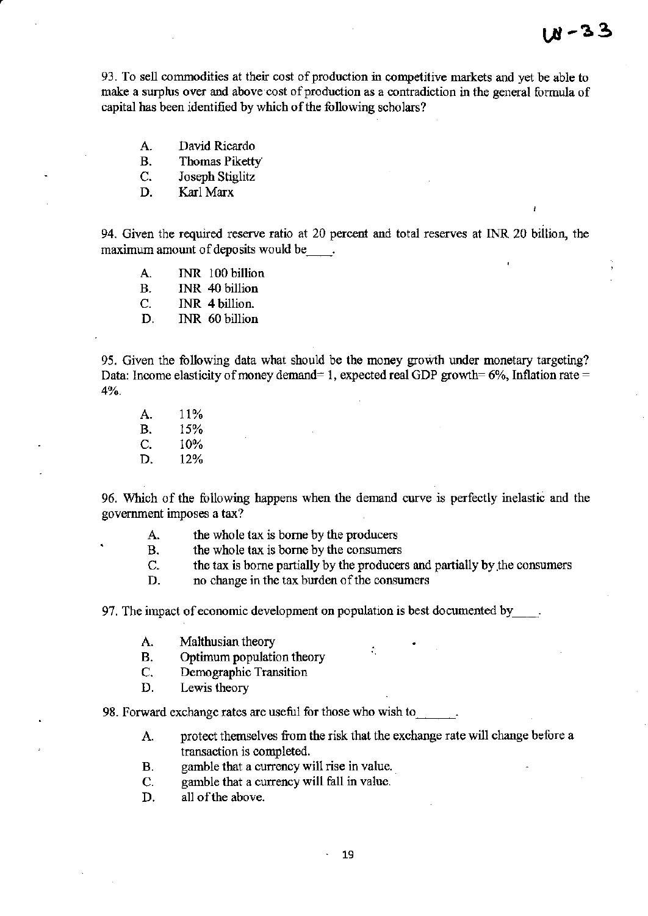W-33

93. To sell commodities at their cost of production in competitive markets and yet be able to make a surplus over and above cost of production as a contradiction in the general formula of capital has been identified by which of the following scholars?

- A. David Ricardo
- B. Thomas Piketty
- C. Joseph Stiglitz
- D. Karl Marx

94. Given the required reserve ratio at 20 percent and total reserves at INR 20 billion, the maximum amount of deposits would be____.

- A. INR 100 billion
- B. INR 40 billion
- C. INR 4 billion.
- D. INR 60 billion

95. Given the following data what should be the money growth under monetary targeting? Data: Income elasticity of money demand= 1, expected real GDP growth= 6%, Inflation rate = 4%.

- A. 11%
- B. 15%
- C. 10%
- D. 12%

96. Which of the following happens when the demand curve is perfectly inelastic and the government imposes a tax?

- A. the whole tax is borne by the producers
- B. the whole tax is borne by the consumers
- C. the tax is borne partially by the producers and partially by the consumers
- D. no change in the tax burden of the consumers

97. The impact of economic development on population is best documented by____.

- A. Malthusian theory
- B. Optimum population theory
- C. Demographic Transition
- D. Lewis theory

98. Forward exchange rates are useful for those who wish to______.

- A. protect themselves from the risk that the exchange rate will change before a transaction is completed.
- B. gamble that a currency will rise in value.
- C. gamble that a currency will fall in value.
- D. all of the above.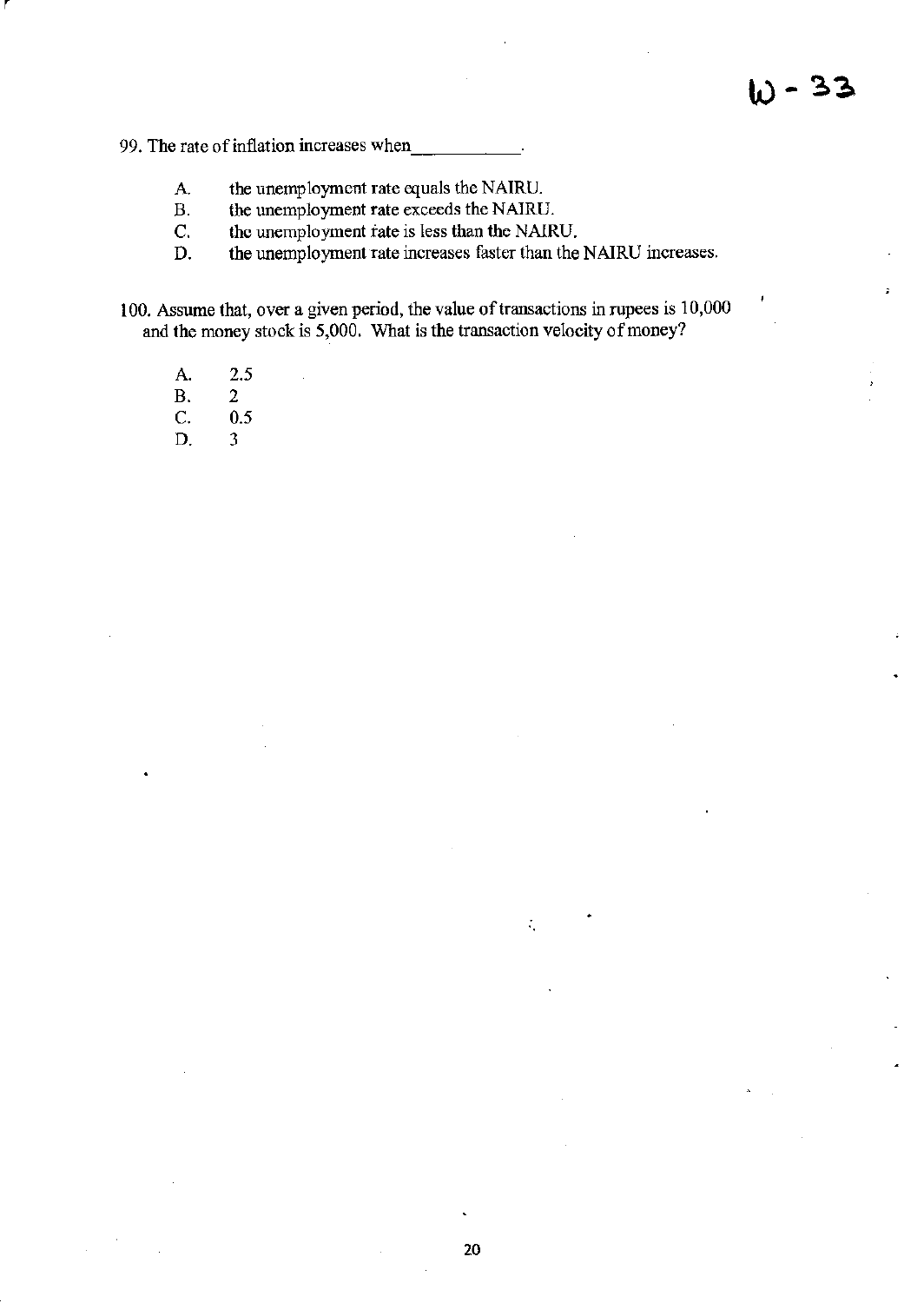W - 33

99. The rate of inflation increases when___________.

A. the unemployment rate equals the NAIRU.
B. the unemployment rate exceeds the NAIRU.
C. the unemployment rate is less than the NAIRU.
D. the unemployment rate increases faster than the NAIRU increases.

100. Assume that, over a given period, the value of transactions in rupees is 10,000 and the money stock is 5,000. What is the transaction velocity of money?

A. 2.5
B. 2
C. 0.5
D. 3